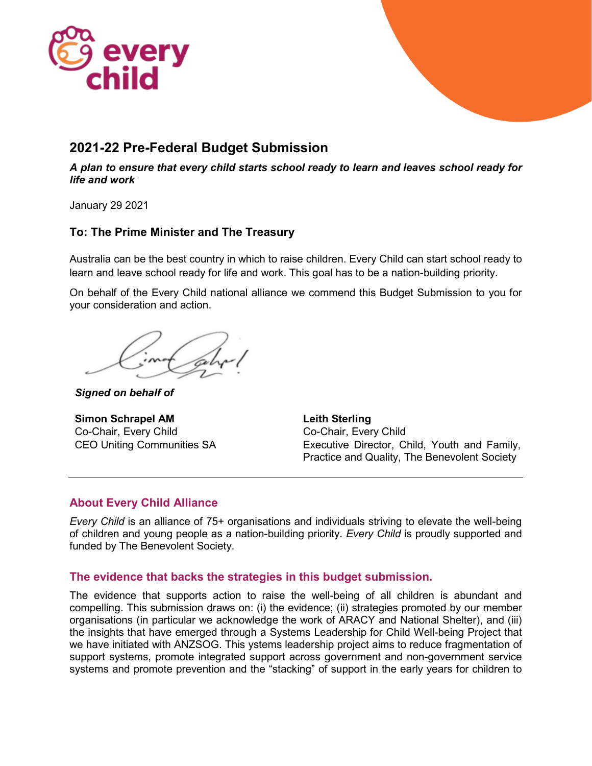# 2021-22 Pre-Federal Budget Submission

***A plan to ensure that every child starts school ready to learn and leaves school ready for life and work***

January 29 2021

### To: The Prime Minister and The Treasury

Australia can be the best country in which to raise children. Every Child can start school ready to learn and leave school ready for life and work. This goal has to be a nation-building priority.

On behalf of the Every Child national alliance we commend this Budget Submission to you for your consideration and action.

***Signed on behalf of***

**Simon Schrapel AM**
Co-Chair, Every Child
CEO Uniting Communities SA

**Leith Sterling**
Co-Chair, Every Child
Executive Director, Child, Youth and Family, Practice and Quality, The Benevolent Society

---

## About Every Child Alliance

*Every Child* is an alliance of 75+ organisations and individuals striving to elevate the well-being of children and young people as a nation-building priority. *Every Child* is proudly supported and funded by The Benevolent Society.

## The evidence that backs the strategies in this budget submission.

The evidence that supports action to raise the well-being of all children is abundant and compelling. This submission draws on: (i) the evidence; (ii) strategies promoted by our member organisations (in particular we acknowledge the work of ARACY and National Shelter), and (iii) the insights that have emerged through a Systems Leadership for Child Well-being Project that we have initiated with ANZSOG. This ystems leadership project aims to reduce fragmentation of support systems, promote integrated support across government and non-government service systems and promote prevention and the "stacking" of support in the early years for children to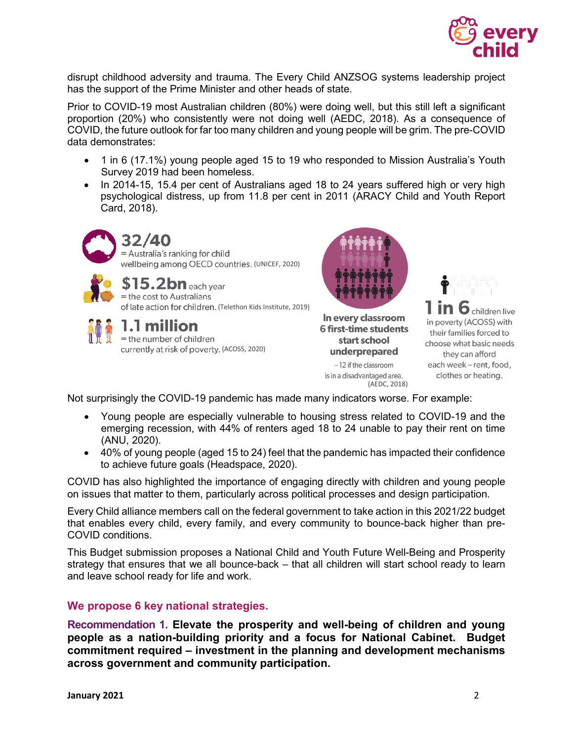disrupt childhood adversity and trauma. The Every Child ANZSOG systems leadership project has the support of the Prime Minister and other heads of state.

Prior to COVID-19 most Australian children (80%) were doing well, but this still left a significant proportion (20%) who consistently were not doing well (AEDC, 2018). As a consequence of COVID, the future outlook for far too many children and young people will be grim. The pre-COVID data demonstrates:

- 1 in 6 (17.1%) young people aged 15 to 19 who responded to Mission Australia's Youth Survey 2019 had been homeless.
- In 2014-15, 15.4 per cent of Australians aged 18 to 24 years suffered high or very high psychological distress, up from 11.8 per cent in 2011 (ARACY Child and Youth Report Card, 2018).

**32/40** = Australia's ranking for child wellbeing among OECD countries. (UNICEF, 2020)

**$15.2bn** each year = the cost to Australians of late action for children. (Telethon Kids Institute, 2019)

**1.1 million** = the number of children currently at risk of poverty. (ACOSS, 2020)

**In every classroom 6 first-time students start school underprepared** – 12 if the classroom is in a disadvantaged area. (AEDC, 2018)

**1 in 6** children live in poverty (ACOSS) with their families forced to choose what basic needs they can afford each week – rent, food, clothes or heating.

Not surprisingly the COVID-19 pandemic has made many indicators worse. For example:

- Young people are especially vulnerable to housing stress related to COVID-19 and the emerging recession, with 44% of renters aged 18 to 24 unable to pay their rent on time (ANU, 2020).
- 40% of young people (aged 15 to 24) feel that the pandemic has impacted their confidence to achieve future goals (Headspace, 2020).

COVID has also highlighted the importance of engaging directly with children and young people on issues that matter to them, particularly across political processes and design participation.

Every Child alliance members call on the federal government to take action in this 2021/22 budget that enables every child, every family, and every community to bounce-back higher than pre-COVID conditions.

This Budget submission proposes a National Child and Youth Future Well-Being and Prosperity strategy that ensures that we all bounce-back – that all children will start school ready to learn and leave school ready for life and work.

### We propose 6 key national strategies.

**Recommendation 1. Elevate the prosperity and well-being of children and young people as a nation-building priority and a focus for National Cabinet. Budget commitment required – investment in the planning and development mechanisms across government and community participation.**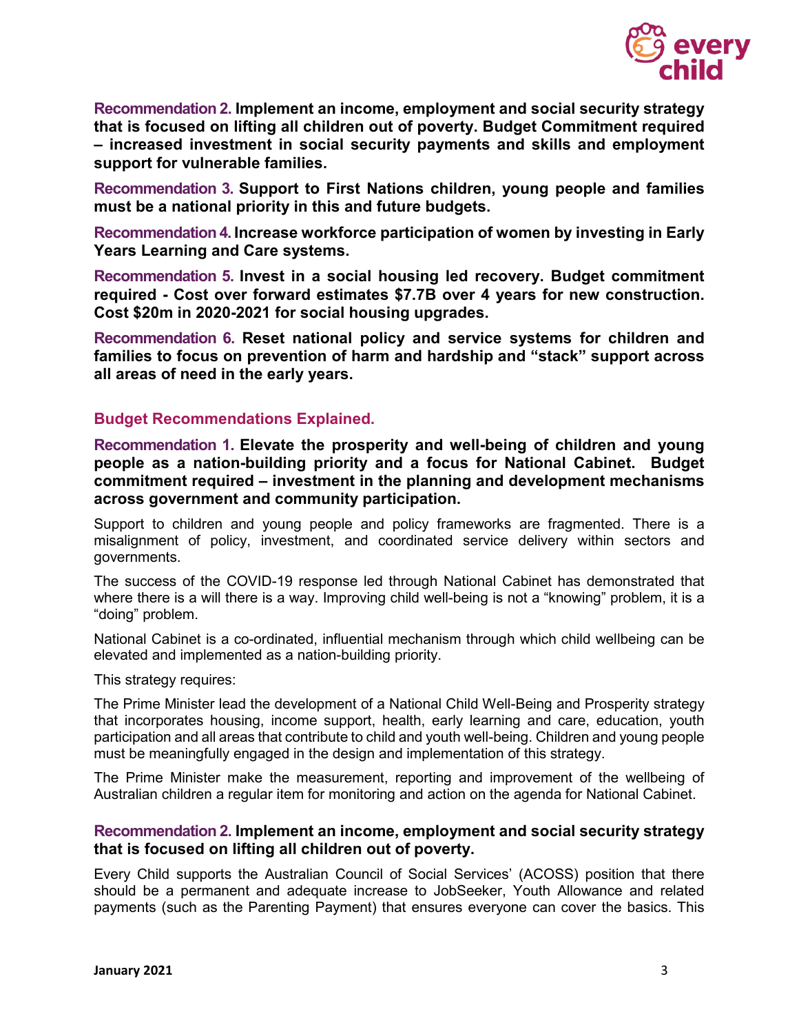**Recommendation 2. Implement an income, employment and social security strategy that is focused on lifting all children out of poverty. Budget Commitment required – increased investment in social security payments and skills and employment support for vulnerable families.**

**Recommendation 3. Support to First Nations children, young people and families must be a national priority in this and future budgets.**

**Recommendation 4. Increase workforce participation of women by investing in Early Years Learning and Care systems.**

**Recommendation 5. Invest in a social housing led recovery. Budget commitment required - Cost over forward estimates $7.7B over 4 years for new construction. Cost $20m in 2020-2021 for social housing upgrades.**

**Recommendation 6. Reset national policy and service systems for children and families to focus on prevention of harm and hardship and "stack" support across all areas of need in the early years.**

## Budget Recommendations Explained.

### Recommendation 1. Elevate the prosperity and well-being of children and young people as a nation-building priority and a focus for National Cabinet. Budget commitment required – investment in the planning and development mechanisms across government and community participation.

Support to children and young people and policy frameworks are fragmented. There is a misalignment of policy, investment, and coordinated service delivery within sectors and governments.

The success of the COVID-19 response led through National Cabinet has demonstrated that where there is a will there is a way. Improving child well-being is not a "knowing" problem, it is a "doing" problem.

National Cabinet is a co-ordinated, influential mechanism through which child wellbeing can be elevated and implemented as a nation-building priority.

This strategy requires:

The Prime Minister lead the development of a National Child Well-Being and Prosperity strategy that incorporates housing, income support, health, early learning and care, education, youth participation and all areas that contribute to child and youth well-being. Children and young people must be meaningfully engaged in the design and implementation of this strategy.

The Prime Minister make the measurement, reporting and improvement of the wellbeing of Australian children a regular item for monitoring and action on the agenda for National Cabinet.

### Recommendation 2. Implement an income, employment and social security strategy that is focused on lifting all children out of poverty.

Every Child supports the Australian Council of Social Services' (ACOSS) position that there should be a permanent and adequate increase to JobSeeker, Youth Allowance and related payments (such as the Parenting Payment) that ensures everyone can cover the basics. This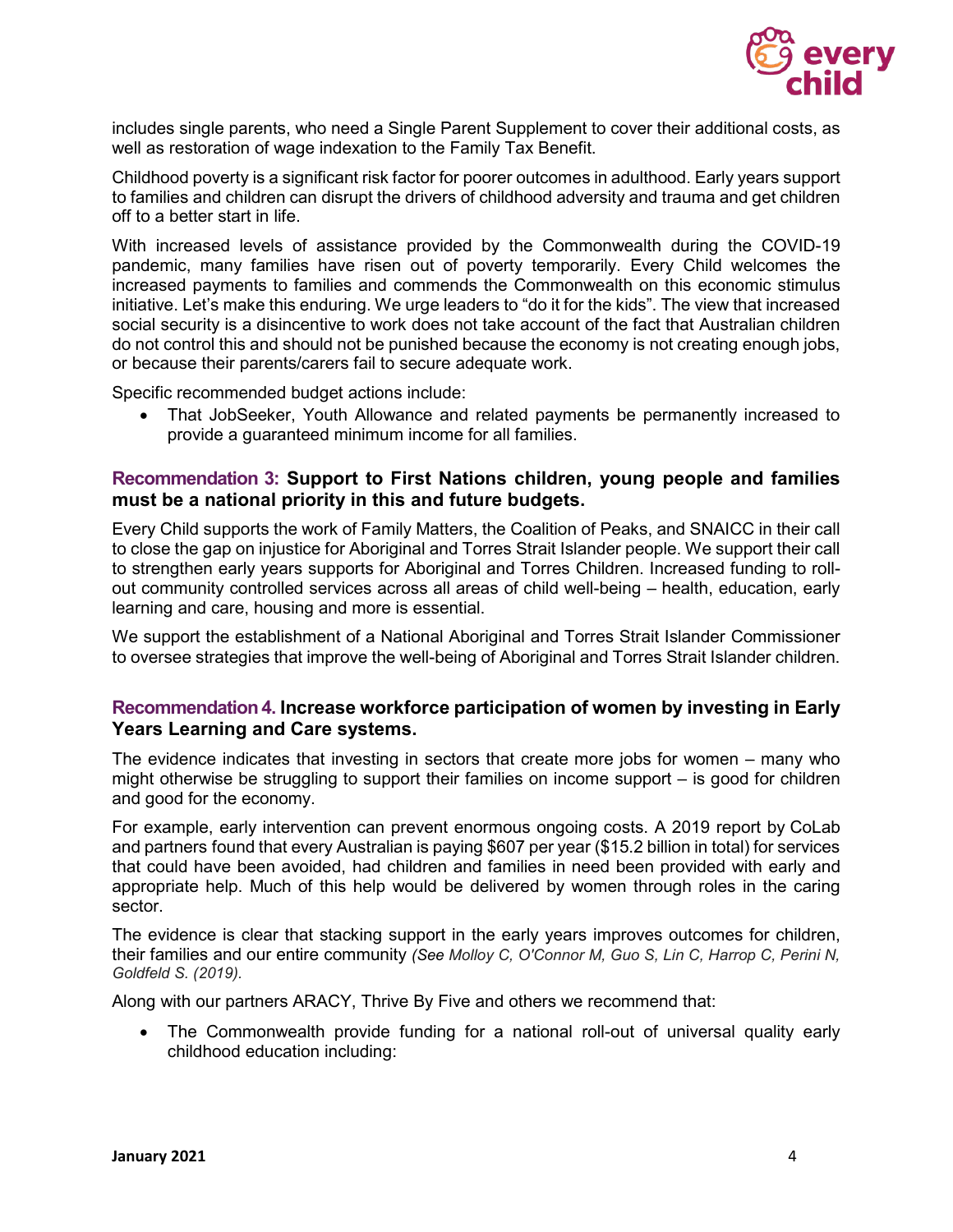includes single parents, who need a Single Parent Supplement to cover their additional costs, as well as restoration of wage indexation to the Family Tax Benefit.

Childhood poverty is a significant risk factor for poorer outcomes in adulthood. Early years support to families and children can disrupt the drivers of childhood adversity and trauma and get children off to a better start in life.

With increased levels of assistance provided by the Commonwealth during the COVID-19 pandemic, many families have risen out of poverty temporarily. Every Child welcomes the increased payments to families and commends the Commonwealth on this economic stimulus initiative. Let's make this enduring. We urge leaders to "do it for the kids". The view that increased social security is a disincentive to work does not take account of the fact that Australian children do not control this and should not be punished because the economy is not creating enough jobs, or because their parents/carers fail to secure adequate work.

Specific recommended budget actions include:

- That JobSeeker, Youth Allowance and related payments be permanently increased to provide a guaranteed minimum income for all families.

### Recommendation 3: Support to First Nations children, young people and families must be a national priority in this and future budgets.

Every Child supports the work of Family Matters, the Coalition of Peaks, and SNAICC in their call to close the gap on injustice for Aboriginal and Torres Strait Islander people. We support their call to strengthen early years supports for Aboriginal and Torres Children. Increased funding to roll-out community controlled services across all areas of child well-being – health, education, early learning and care, housing and more is essential.

We support the establishment of a National Aboriginal and Torres Strait Islander Commissioner to oversee strategies that improve the well-being of Aboriginal and Torres Strait Islander children.

### Recommendation 4. Increase workforce participation of women by investing in Early Years Learning and Care systems.

The evidence indicates that investing in sectors that create more jobs for women – many who might otherwise be struggling to support their families on income support – is good for children and good for the economy.

For example, early intervention can prevent enormous ongoing costs. A 2019 report by CoLab and partners found that every Australian is paying $607 per year ($15.2 billion in total) for services that could have been avoided, had children and families in need been provided with early and appropriate help. Much of this help would be delivered by women through roles in the caring sector.

The evidence is clear that stacking support in the early years improves outcomes for children, their families and our entire community *(See Molloy C, O'Connor M, Guo S, Lin C, Harrop C, Perini N, Goldfeld S. (2019).*

Along with our partners ARACY, Thrive By Five and others we recommend that:

- The Commonwealth provide funding for a national roll-out of universal quality early childhood education including: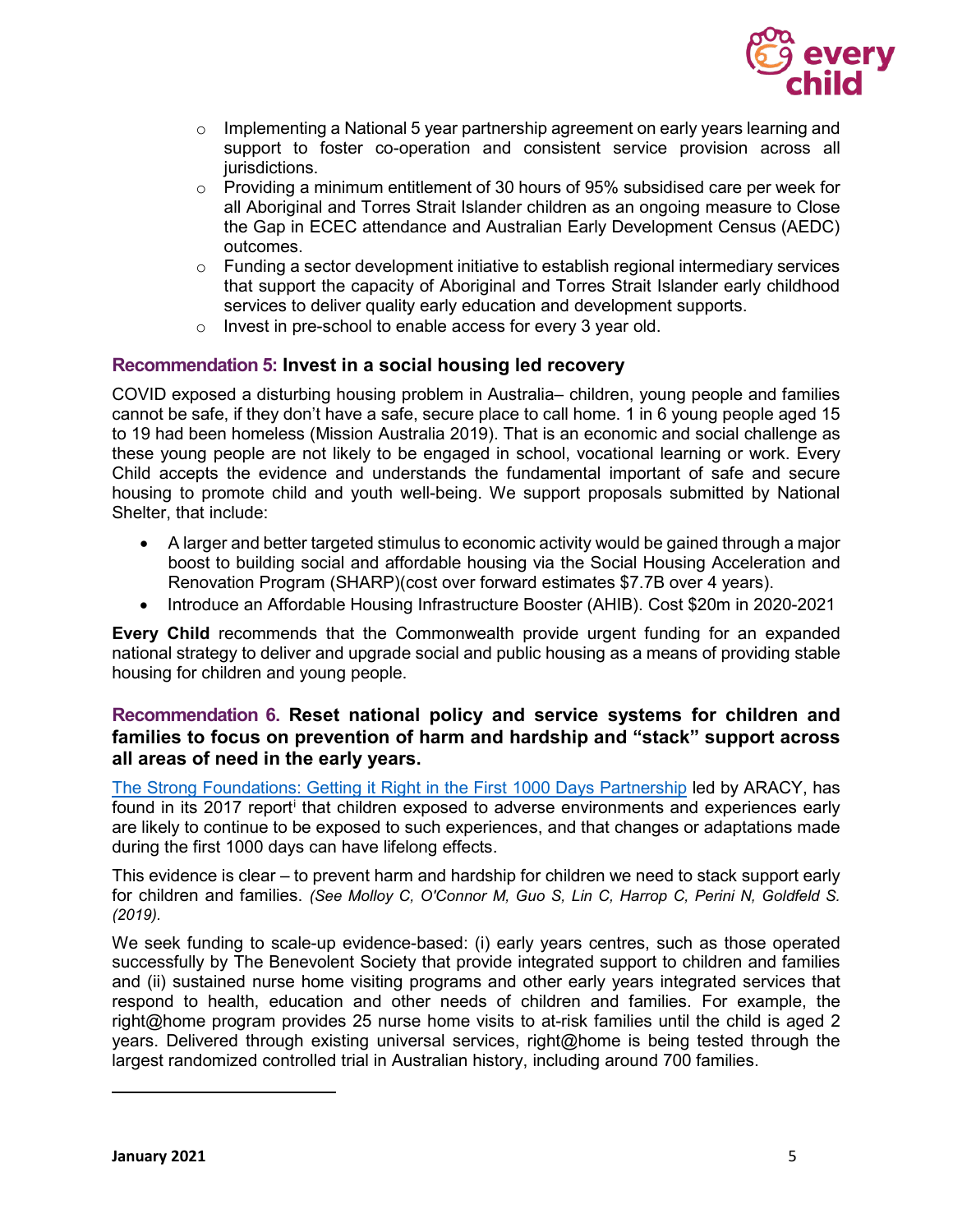- Implementing a National 5 year partnership agreement on early years learning and support to foster co-operation and consistent service provision across all jurisdictions.
- Providing a minimum entitlement of 30 hours of 95% subsidised care per week for all Aboriginal and Torres Strait Islander children as an ongoing measure to Close the Gap in ECEC attendance and Australian Early Development Census (AEDC) outcomes.
- Funding a sector development initiative to establish regional intermediary services that support the capacity of Aboriginal and Torres Strait Islander early childhood services to deliver quality early education and development supports.
- Invest in pre-school to enable access for every 3 year old.

### Recommendation 5: Invest in a social housing led recovery

COVID exposed a disturbing housing problem in Australia– children, young people and families cannot be safe, if they don't have a safe, secure place to call home. 1 in 6 young people aged 15 to 19 had been homeless (Mission Australia 2019). That is an economic and social challenge as these young people are not likely to be engaged in school, vocational learning or work. Every Child accepts the evidence and understands the fundamental important of safe and secure housing to promote child and youth well-being. We support proposals submitted by National Shelter, that include:

- A larger and better targeted stimulus to economic activity would be gained through a major boost to building social and affordable housing via the Social Housing Acceleration and Renovation Program (SHARP)(cost over forward estimates $7.7B over 4 years).
- Introduce an Affordable Housing Infrastructure Booster (AHIB). Cost $20m in 2020-2021

**Every Child** recommends that the Commonwealth provide urgent funding for an expanded national strategy to deliver and upgrade social and public housing as a means of providing stable housing for children and young people.

### Recommendation 6. Reset national policy and service systems for children and families to focus on prevention of harm and hardship and "stack" support across all areas of need in the early years.

The Strong Foundations: Getting it Right in the First 1000 Days Partnership led by ARACY, has found in its 2017 report[i] that children exposed to adverse environments and experiences early are likely to continue to be exposed to such experiences, and that changes or adaptations made during the first 1000 days can have lifelong effects.

This evidence is clear – to prevent harm and hardship for children we need to stack support early for children and families. *(See Molloy C, O'Connor M, Guo S, Lin C, Harrop C, Perini N, Goldfeld S. (2019).*

We seek funding to scale-up evidence-based: (i) early years centres, such as those operated successfully by The Benevolent Society that provide integrated support to children and families and (ii) sustained nurse home visiting programs and other early years integrated services that respond to health, education and other needs of children and families. For example, the right@home program provides 25 nurse home visits to at-risk families until the child is aged 2 years. Delivered through existing universal services, right@home is being tested through the largest randomized controlled trial in Australian history, including around 700 families.